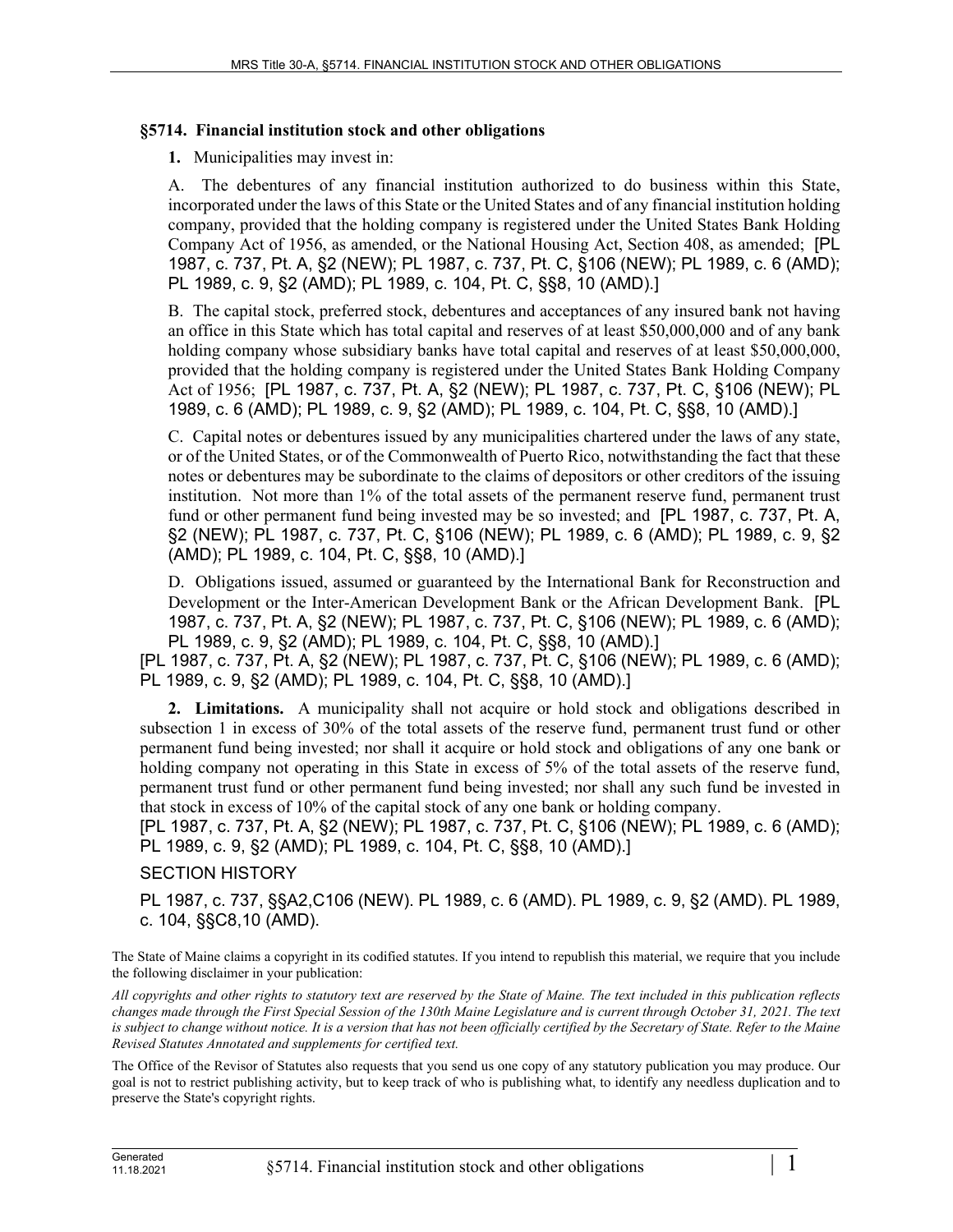## §5714. Financial institution stock and other obligations

**1.** Municipalities may invest in:

A. The debentures of any financial institution authorized to do business within this State, incorporated under the laws of this State or the United States and of any financial institution holding company, provided that the holding company is registered under the United States Bank Holding Company Act of 1956, as amended, or the National Housing Act, Section 408, as amended; [PL 1987, c. 737, Pt. A, §2 (NEW); PL 1987, c. 737, Pt. C, §106 (NEW); PL 1989, c. 6 (AMD); PL 1989, c. 9, §2 (AMD); PL 1989, c. 104, Pt. C, §§8, 10 (AMD).]

B. The capital stock, preferred stock, debentures and acceptances of any insured bank not having an office in this State which has total capital and reserves of at least $50,000,000 and of any bank holding company whose subsidiary banks have total capital and reserves of at least $50,000,000, provided that the holding company is registered under the United States Bank Holding Company Act of 1956; [PL 1987, c. 737, Pt. A, §2 (NEW); PL 1987, c. 737, Pt. C, §106 (NEW); PL 1989, c. 6 (AMD); PL 1989, c. 9, §2 (AMD); PL 1989, c. 104, Pt. C, §§8, 10 (AMD).]

C. Capital notes or debentures issued by any municipalities chartered under the laws of any state, or of the United States, or of the Commonwealth of Puerto Rico, notwithstanding the fact that these notes or debentures may be subordinate to the claims of depositors or other creditors of the issuing institution. Not more than 1% of the total assets of the permanent reserve fund, permanent trust fund or other permanent fund being invested may be so invested; and [PL 1987, c. 737, Pt. A, §2 (NEW); PL 1987, c. 737, Pt. C, §106 (NEW); PL 1989, c. 6 (AMD); PL 1989, c. 9, §2 (AMD); PL 1989, c. 104, Pt. C, §§8, 10 (AMD).]

D. Obligations issued, assumed or guaranteed by the International Bank for Reconstruction and Development or the Inter-American Development Bank or the African Development Bank. [PL 1987, c. 737, Pt. A, §2 (NEW); PL 1987, c. 737, Pt. C, §106 (NEW); PL 1989, c. 6 (AMD); PL 1989, c. 9, §2 (AMD); PL 1989, c. 104, Pt. C, §§8, 10 (AMD).]

[PL 1987, c. 737, Pt. A, §2 (NEW); PL 1987, c. 737, Pt. C, §106 (NEW); PL 1989, c. 6 (AMD); PL 1989, c. 9, §2 (AMD); PL 1989, c. 104, Pt. C, §§8, 10 (AMD).]

**2. Limitations.** A municipality shall not acquire or hold stock and obligations described in subsection 1 in excess of 30% of the total assets of the reserve fund, permanent trust fund or other permanent fund being invested; nor shall it acquire or hold stock and obligations of any one bank or holding company not operating in this State in excess of 5% of the total assets of the reserve fund, permanent trust fund or other permanent fund being invested; nor shall any such fund be invested in that stock in excess of 10% of the capital stock of any one bank or holding company.

[PL 1987, c. 737, Pt. A, §2 (NEW); PL 1987, c. 737, Pt. C, §106 (NEW); PL 1989, c. 6 (AMD); PL 1989, c. 9, §2 (AMD); PL 1989, c. 104, Pt. C, §§8, 10 (AMD).]

SECTION HISTORY

PL 1987, c. 737, §§A2,C106 (NEW). PL 1989, c. 6 (AMD). PL 1989, c. 9, §2 (AMD). PL 1989, c. 104, §§C8,10 (AMD).

The State of Maine claims a copyright in its codified statutes. If you intend to republish this material, we require that you include the following disclaimer in your publication:

*All copyrights and other rights to statutory text are reserved by the State of Maine. The text included in this publication reflects changes made through the First Special Session of the 130th Maine Legislature and is current through October 31, 2021. The text is subject to change without notice. It is a version that has not been officially certified by the Secretary of State. Refer to the Maine Revised Statutes Annotated and supplements for certified text.*

The Office of the Revisor of Statutes also requests that you send us one copy of any statutory publication you may produce. Our goal is not to restrict publishing activity, but to keep track of who is publishing what, to identify any needless duplication and to preserve the State's copyright rights.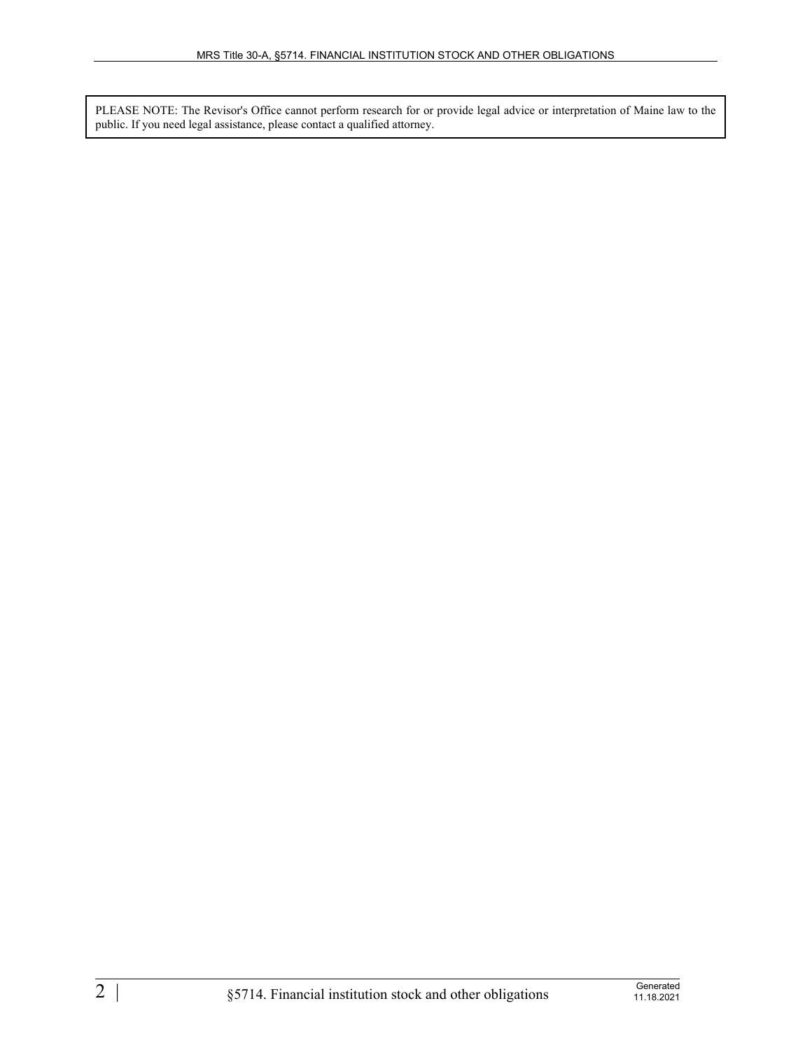PLEASE NOTE: The Revisor's Office cannot perform research for or provide legal advice or interpretation of Maine law to the public. If you need legal assistance, please contact a qualified attorney.